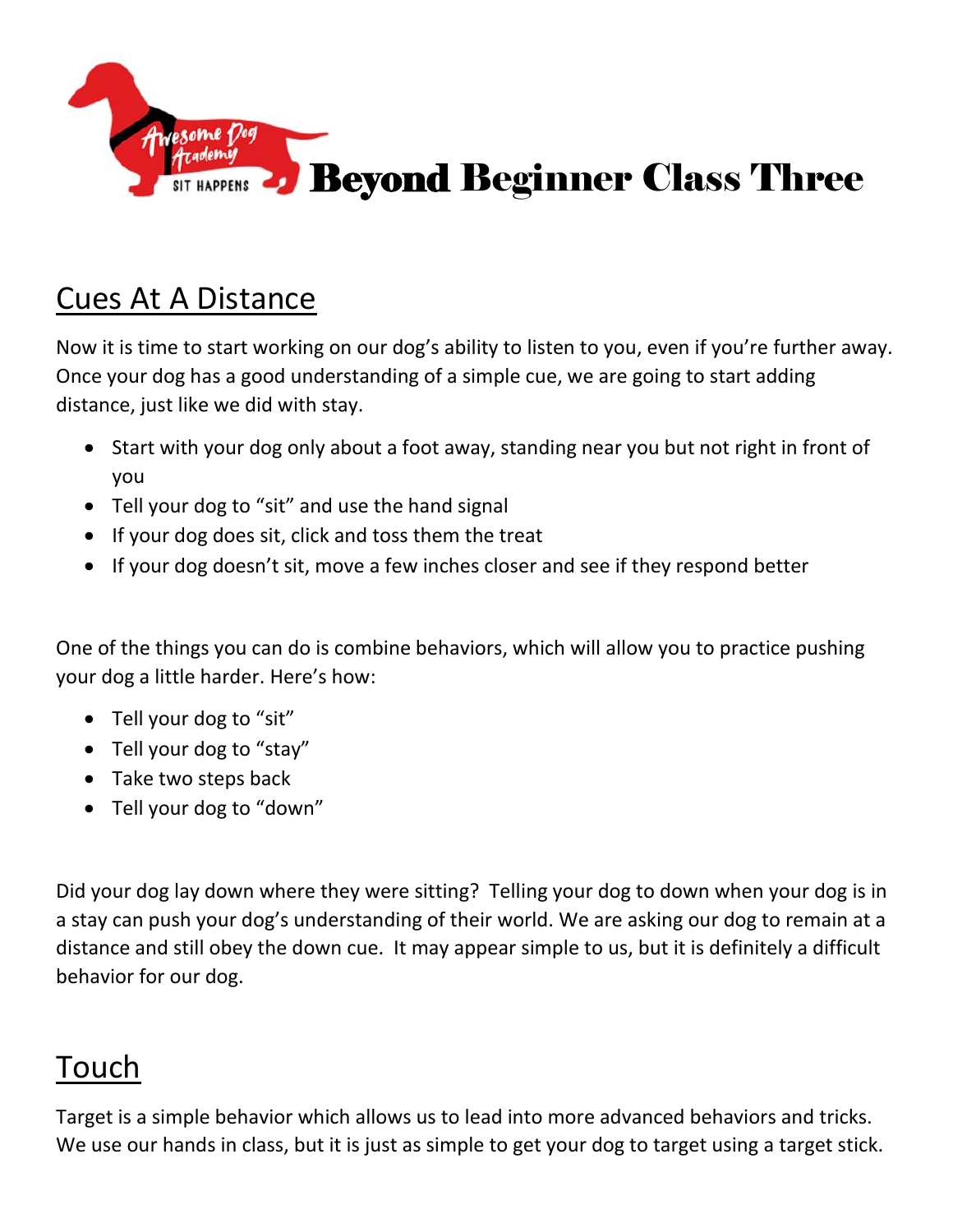# Beyond Beginner Class Three

## Cues At A Distance

Now it is time to start working on our dog's ability to listen to you, even if you're further away. Once your dog has a good understanding of a simple cue, we are going to start adding distance, just like we did with stay.

- Start with your dog only about a foot away, standing near you but not right in front of you
- Tell your dog to "sit" and use the hand signal
- If your dog does sit, click and toss them the treat
- If your dog doesn't sit, move a few inches closer and see if they respond better

One of the things you can do is combine behaviors, which will allow you to practice pushing your dog a little harder. Here's how:

- Tell your dog to "sit"
- Tell your dog to "stay"
- Take two steps back
- Tell your dog to "down"

Did your dog lay down where they were sitting? Telling your dog to down when your dog is in a stay can push your dog's understanding of their world. We are asking our dog to remain at a distance and still obey the down cue. It may appear simple to us, but it is definitely a difficult behavior for our dog.

## Touch

Target is a simple behavior which allows us to lead into more advanced behaviors and tricks. We use our hands in class, but it is just as simple to get your dog to target using a target stick.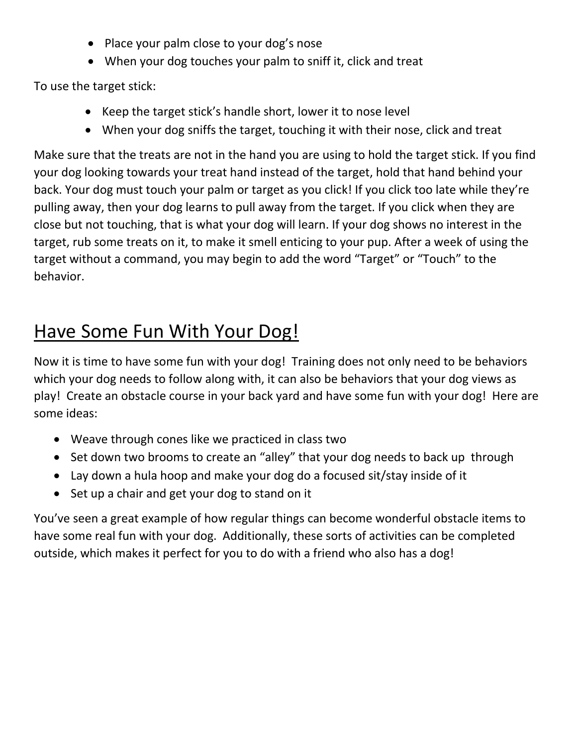- Place your palm close to your dog's nose
- When your dog touches your palm to sniff it, click and treat

To use the target stick:

- Keep the target stick's handle short, lower it to nose level
- When your dog sniffs the target, touching it with their nose, click and treat

Make sure that the treats are not in the hand you are using to hold the target stick. If you find your dog looking towards your treat hand instead of the target, hold that hand behind your back. Your dog must touch your palm or target as you click! If you click too late while they're pulling away, then your dog learns to pull away from the target. If you click when they are close but not touching, that is what your dog will learn. If your dog shows no interest in the target, rub some treats on it, to make it smell enticing to your pup. After a week of using the target without a command, you may begin to add the word "Target" or "Touch" to the behavior.

## Have Some Fun With Your Dog!

Now it is time to have some fun with your dog! Training does not only need to be behaviors which your dog needs to follow along with, it can also be behaviors that your dog views as play! Create an obstacle course in your back yard and have some fun with your dog! Here are some ideas:

- Weave through cones like we practiced in class two
- Set down two brooms to create an "alley" that your dog needs to back up through
- Lay down a hula hoop and make your dog do a focused sit/stay inside of it
- Set up a chair and get your dog to stand on it

You've seen a great example of how regular things can become wonderful obstacle items to have some real fun with your dog. Additionally, these sorts of activities can be completed outside, which makes it perfect for you to do with a friend who also has a dog!